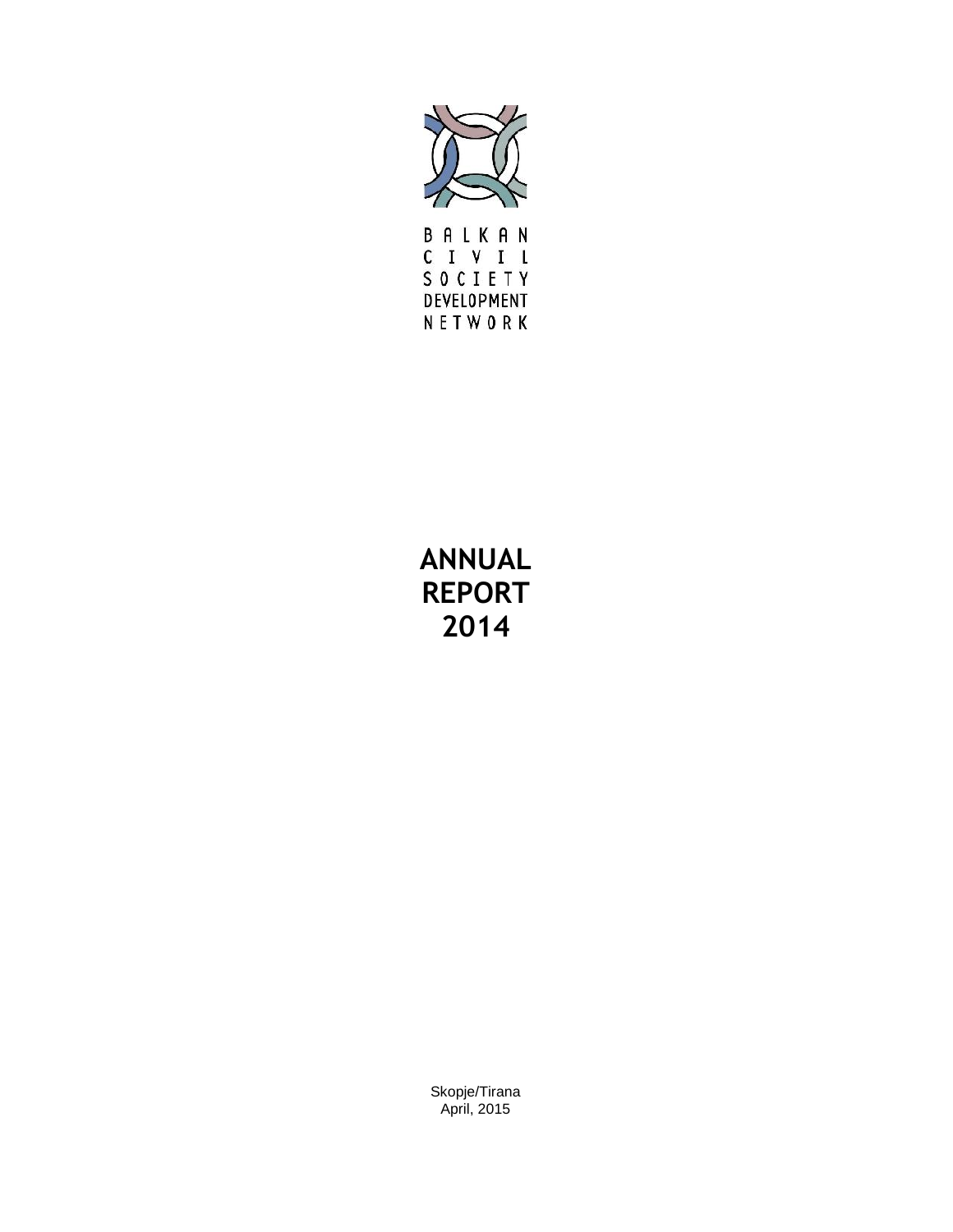BALKAN CIVIL SOCIETY DEVELOPMENT NETWORK

# ANNUAL REPORT 2014

Skopje/Tirana
April, 2015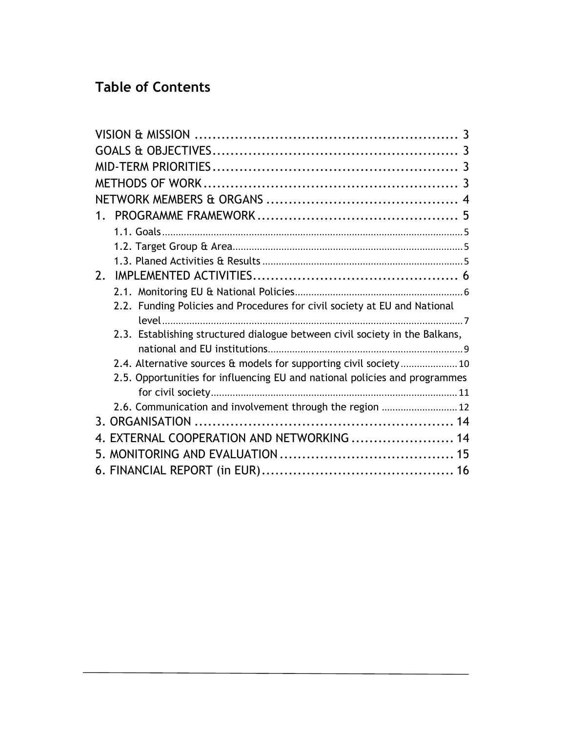## Table of Contents

VISION & MISSION .......................................................... 3
GOALS & OBJECTIVES...................................................... 3
MID-TERM PRIORITIES...................................................... 3
METHODS OF WORK......................................................... 3
NETWORK MEMBERS & ORGANS ........................................... 4
1. PROGRAMME FRAMEWORK ............................................. 5
- 1.1. Goals ............................................................ 5
- 1.2. Target Group & Area ............................................................ 5
- 1.3. Planed Activities & Results ............................................................ 5

2. IMPLEMENTED ACTIVITIES.............................................. 6
- 2.1. Monitoring EU & National Policies ............................................................ 6
- 2.2. Funding Policies and Procedures for civil society at EU and National level ............................................................ 7
- 2.3. Establishing structured dialogue between civil society in the Balkans, national and EU institutions ............................................................ 9
- 2.4. Alternative sources & models for supporting civil society ..................... 10
- 2.5. Opportunities for influencing EU and national policies and programmes for civil society ............................................................ 11
- 2.6. Communication and involvement through the region ............................ 12

3. ORGANISATION .......................................................... 14
4. EXTERNAL COOPERATION AND NETWORKING ....................... 14
5. MONITORING AND EVALUATION ....................................... 15
6. FINANCIAL REPORT (in EUR)........................................... 16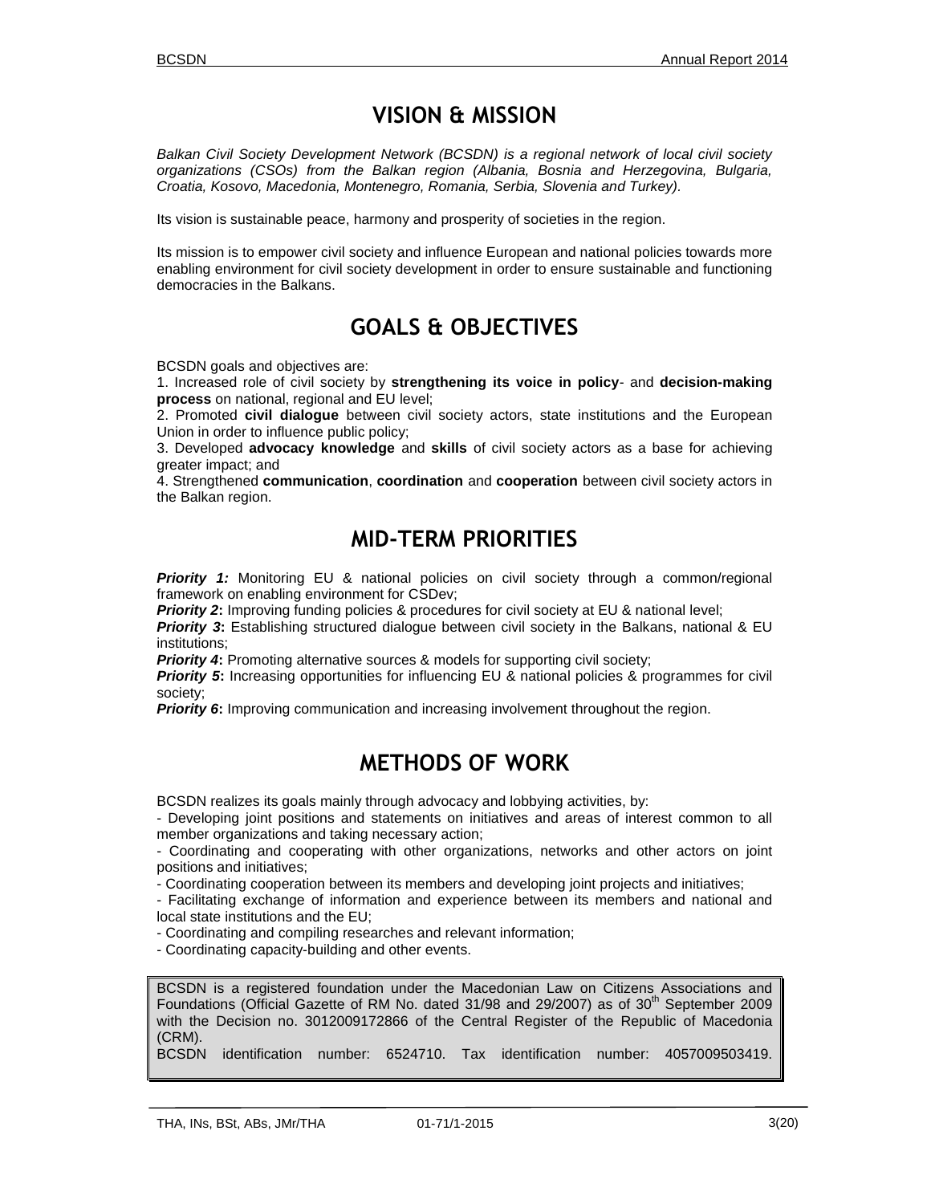# VISION & MISSION

*Balkan Civil Society Development Network (BCSDN) is a regional network of local civil society organizations (CSOs) from the Balkan region (Albania, Bosnia and Herzegovina, Bulgaria, Croatia, Kosovo, Macedonia, Montenegro, Romania, Serbia, Slovenia and Turkey).*

Its vision is sustainable peace, harmony and prosperity of societies in the region.

Its mission is to empower civil society and influence European and national policies towards more enabling environment for civil society development in order to ensure sustainable and functioning democracies in the Balkans.

# GOALS & OBJECTIVES

BCSDN goals and objectives are:

1. Increased role of civil society by **strengthening its voice in policy**- and **decision-making process** on national, regional and EU level;
2. Promoted **civil dialogue** between civil society actors, state institutions and the European Union in order to influence public policy;
3. Developed **advocacy knowledge** and **skills** of civil society actors as a base for achieving greater impact; and
4. Strengthened **communication**, **coordination** and **cooperation** between civil society actors in the Balkan region.

# MID-TERM PRIORITIES

***Priority 1:*** Monitoring EU & national policies on civil society through a common/regional framework on enabling environment for CSDev;
***Priority 2*****:** Improving funding policies & procedures for civil society at EU & national level;
***Priority 3*****:** Establishing structured dialogue between civil society in the Balkans, national & EU institutions;
***Priority 4*****:** Promoting alternative sources & models for supporting civil society;
***Priority 5*****:** Increasing opportunities for influencing EU & national policies & programmes for civil society;
***Priority 6*****:** Improving communication and increasing involvement throughout the region.

# METHODS OF WORK

BCSDN realizes its goals mainly through advocacy and lobbying activities, by:

- Developing joint positions and statements on initiatives and areas of interest common to all member organizations and taking necessary action;
- Coordinating and cooperating with other organizations, networks and other actors on joint positions and initiatives;
- Coordinating cooperation between its members and developing joint projects and initiatives;
- Facilitating exchange of information and experience between its members and national and local state institutions and the EU;
- Coordinating and compiling researches and relevant information;
- Coordinating capacity-building and other events.

BCSDN is a registered foundation under the Macedonian Law on Citizens Associations and Foundations (Official Gazette of RM No. dated 31/98 and 29/2007) as of 30th September 2009 with the Decision no. 3012009172866 of the Central Register of the Republic of Macedonia (CRM).
BCSDN identification number: 6524710. Tax identification number: 4057009503419.

THA, INs, BSt, ABs, JMr/THA 01-71/1-2015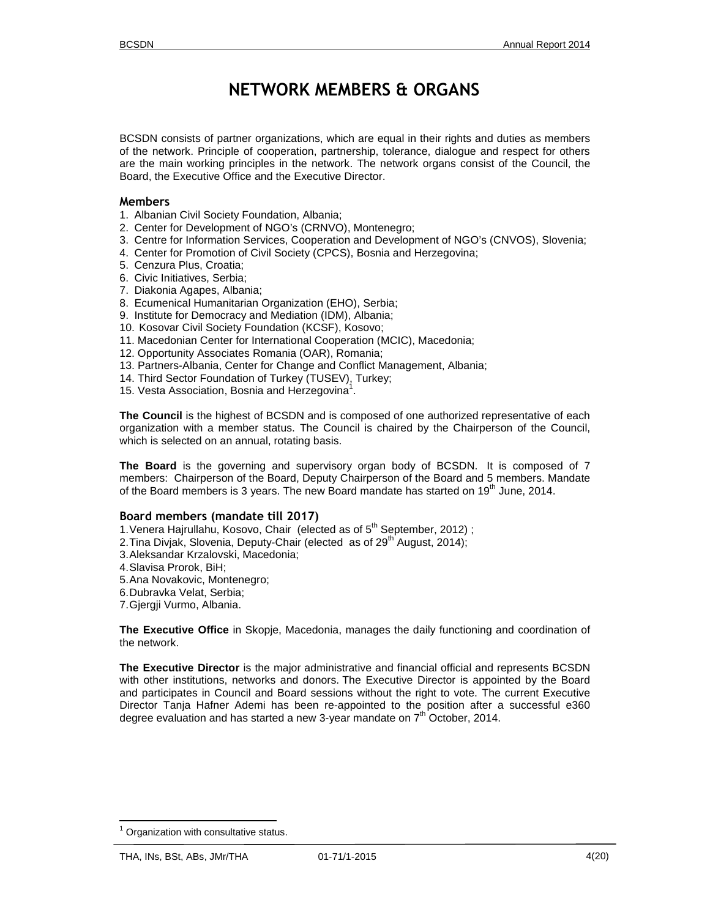# NETWORK MEMBERS & ORGANS

BCSDN consists of partner organizations, which are equal in their rights and duties as members of the network. Principle of cooperation, partnership, tolerance, dialogue and respect for others are the main working principles in the network. The network organs consist of the Council, the Board, the Executive Office and the Executive Director.

### Members

1. Albanian Civil Society Foundation, Albania;
2. Center for Development of NGO's (CRNVO), Montenegro;
3. Centre for Information Services, Cooperation and Development of NGO's (CNVOS), Slovenia;
4. Center for Promotion of Civil Society (CPCS), Bosnia and Herzegovina;
5. Cenzura Plus, Croatia;
6. Civic Initiatives, Serbia;
7. Diakonia Agapes, Albania;
8. Ecumenical Humanitarian Organization (EHO), Serbia;
9. Institute for Democracy and Mediation (IDM), Albania;
10. Kosovar Civil Society Foundation (KCSF), Kosovo;
11. Macedonian Center for International Cooperation (MCIC), Macedonia;
12. Opportunity Associates Romania (OAR), Romania;
13. Partners-Albania, Center for Change and Conflict Management, Albania;
14. Third Sector Foundation of Turkey (TUSEV)[1], Turkey;
15. Vesta Association, Bosnia and Herzegovina[1].

**The Council** is the highest of BCSDN and is composed of one authorized representative of each organization with a member status. The Council is chaired by the Chairperson of the Council, which is selected on an annual, rotating basis.

**The Board** is the governing and supervisory organ body of BCSDN. It is composed of 7 members: Chairperson of the Board, Deputy Chairperson of the Board and 5 members. Mandate of the Board members is 3 years. The new Board mandate has started on 19th June, 2014.

### Board members (mandate till 2017)

1. Venera Hajrullahu, Kosovo, Chair (elected as of 5th September, 2012) ;
2. Tina Divjak, Slovenia, Deputy-Chair (elected as of 29th August, 2014);
3. Aleksandar Krzalovski, Macedonia;
4. Slavisa Prorok, BiH;
5. Ana Novakovic, Montenegro;
6. Dubravka Velat, Serbia;
7. Gjergji Vurmo, Albania.

**The Executive Office** in Skopje, Macedonia, manages the daily functioning and coordination of the network.

**The Executive Director** is the major administrative and financial official and represents BCSDN with other institutions, networks and donors. The Executive Director is appointed by the Board and participates in Council and Board sessions without the right to vote. The current Executive Director Tanja Hafner Ademi has been re-appointed to the position after a successful e360 degree evaluation and has started a new 3-year mandate on 7th October, 2014.

[1] Organization with consultative status.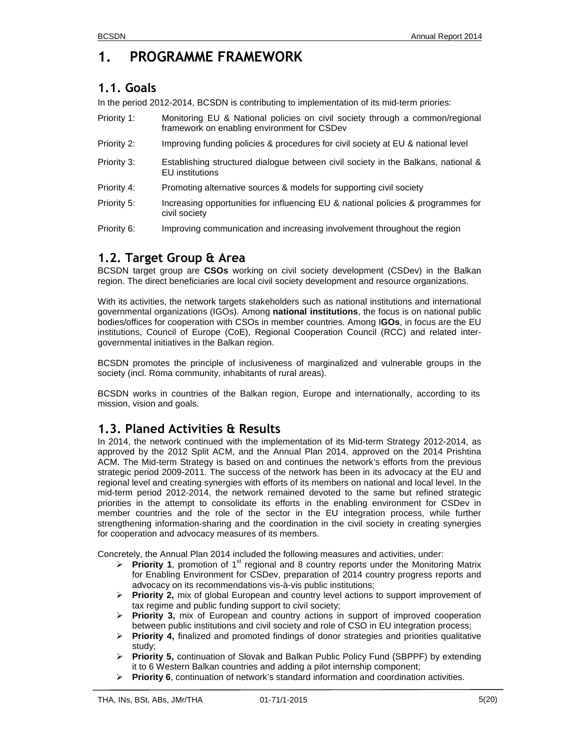# 1. PROGRAMME FRAMEWORK

## 1.1. Goals

In the period 2012-2014, BCSDN is contributing to implementation of its mid-term priories:

| | |
|---|---|
| Priority 1: | Monitoring EU & National policies on civil society through a common/regional framework on enabling environment for CSDev |
| Priority 2: | Improving funding policies & procedures for civil society at EU & national level |
| Priority 3: | Establishing structured dialogue between civil society in the Balkans, national & EU institutions |
| Priority 4: | Promoting alternative sources & models for supporting civil society |
| Priority 5: | Increasing opportunities for influencing EU & national policies & programmes for civil society |
| Priority 6: | Improving communication and increasing involvement throughout the region |

## 1.2. Target Group & Area

BCSDN target group are **CSOs** working on civil society development (CSDev) in the Balkan region. The direct beneficiaries are local civil society development and resource organizations.

With its activities, the network targets stakeholders such as national institutions and international governmental organizations (IGOs). Among **national institutions**, the focus is on national public bodies/offices for cooperation with CSOs in member countries. Among I**GOs**, in focus are the EU institutions, Council of Europe (CoE), Regional Cooperation Council (RCC) and related inter-governmental initiatives in the Balkan region.

BCSDN promotes the principle of inclusiveness of marginalized and vulnerable groups in the society (incl. Roma community, inhabitants of rural areas).

BCSDN works in countries of the Balkan region, Europe and internationally, according to its mission, vision and goals.

## 1.3. Planed Activities & Results

In 2014, the network continued with the implementation of its Mid-term Strategy 2012-2014, as approved by the 2012 Split ACM, and the Annual Plan 2014, approved on the 2014 Prishtina ACM. The Mid-term Strategy is based on and continues the network's efforts from the previous strategic period 2009-2011. The success of the network has been in its advocacy at the EU and regional level and creating synergies with efforts of its members on national and local level. In the mid-term period 2012-2014, the network remained devoted to the same but refined strategic priorities in the attempt to consolidate its efforts in the enabling environment for CSDev in member countries and the role of the sector in the EU integration process, while further strengthening information-sharing and the coordination in the civil society in creating synergies for cooperation and advocacy measures of its members.

Concretely, the Annual Plan 2014 included the following measures and activities, under:

- **Priority 1**, promotion of 1st regional and 8 country reports under the Monitoring Matrix for Enabling Environment for CSDev, preparation of 2014 country progress reports and advocacy on its recommendations vis-à-vis public institutions;
- **Priority 2,** mix of global European and country level actions to support improvement of tax regime and public funding support to civil society;
- **Priority 3,** mix of European and country actions in support of improved cooperation between public institutions and civil society and role of CSO in EU integration process;
- **Priority 4,** finalized and promoted findings of donor strategies and priorities qualitative study;
- **Priority 5,** continuation of Slovak and Balkan Public Policy Fund (SBPPF) by extending it to 6 Western Balkan countries and adding a pilot internship component;
- **Priority 6**, continuation of network's standard information and coordination activities.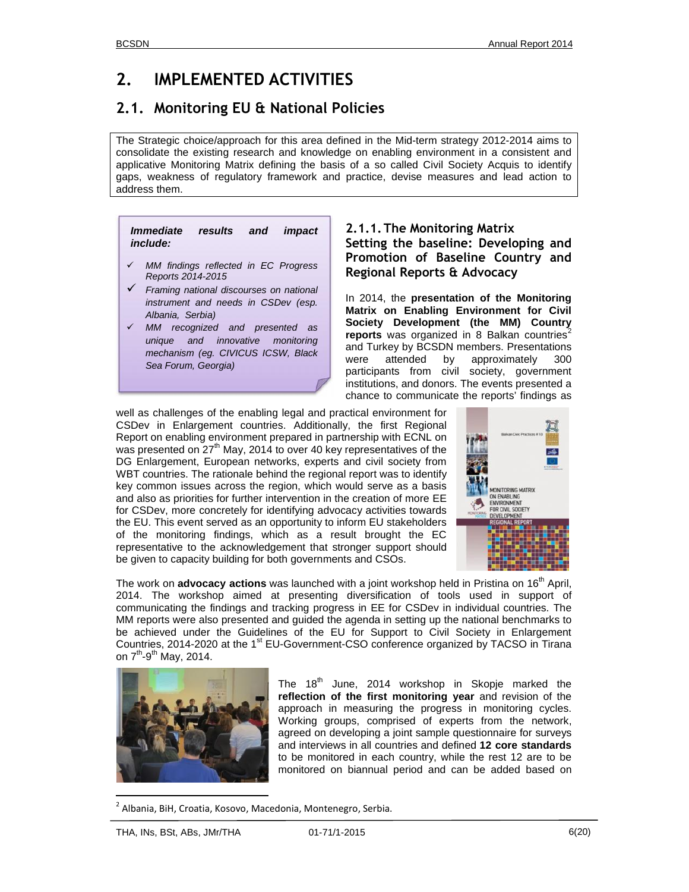# 2. IMPLEMENTED ACTIVITIES

## 2.1. Monitoring EU & National Policies

The Strategic choice/approach for this area defined in the Mid-term strategy 2012-2014 aims to consolidate the existing research and knowledge on enabling environment in a consistent and applicative Monitoring Matrix defining the basis of a so called Civil Society Acquis to identify gaps, weakness of regulatory framework and practice, devise measures and lead action to address them.

***Immediate results and impact include:***

- ✓ *MM findings reflected in EC Progress Reports 2014-2015*
- ✓ *Framing national discourses on national instrument and needs in CSDev (esp. Albania, Serbia)*
- ✓ *MM recognized and presented as unique and innovative monitoring mechanism (eg. CIVICUS ICSW, Black Sea Forum, Georgia)*

### 2.1.1. The Monitoring Matrix

### Setting the baseline: Developing and Promotion of Baseline Country and Regional Reports & Advocacy

In 2014, the **presentation of the Monitoring Matrix on Enabling Environment for Civil Society Development (the MM) Country reports** was organized in 8 Balkan countries[2] and Turkey by BCSDN members. Presentations were attended by approximately 300 participants from civil society, government institutions, and donors. The events presented a chance to communicate the reports' findings as well as challenges of the enabling legal and practical environment for CSDev in Enlargement countries. Additionally, the first Regional Report on enabling environment prepared in partnership with ECNL on was presented on 27th May, 2014 to over 40 key representatives of the DG Enlargement, European networks, experts and civil society from WBT countries. The rationale behind the regional report was to identify key common issues across the region, which would serve as a basis and also as priorities for further intervention in the creation of more EE for CSDev, more concretely for identifying advocacy activities towards the EU. This event served as an opportunity to inform EU stakeholders of the monitoring findings, which as a result brought the EC representative to the acknowledgement that stronger support should be given to capacity building for both governments and CSOs.

The work on **advocacy actions** was launched with a joint workshop held in Pristina on 16th April, 2014. The workshop aimed at presenting diversification of tools used in support of communicating the findings and tracking progress in EE for CSDev in individual countries. The MM reports were also presented and guided the agenda in setting up the national benchmarks to be achieved under the Guidelines of the EU for Support to Civil Society in Enlargement Countries, 2014-2020 at the 1st EU-Government-CSO conference organized by TACSO in Tirana on 7th-9th May, 2014.

The 18th June, 2014 workshop in Skopje marked the **reflection of the first monitoring year** and revision of the approach in measuring the progress in monitoring cycles. Working groups, comprised of experts from the network, agreed on developing a joint sample questionnaire for surveys and interviews in all countries and defined **12 core standards** to be monitored in each country, while the rest 12 are to be monitored on biannual period and can be added based on

---

[2] Albania, BiH, Croatia, Kosovo, Macedonia, Montenegro, Serbia.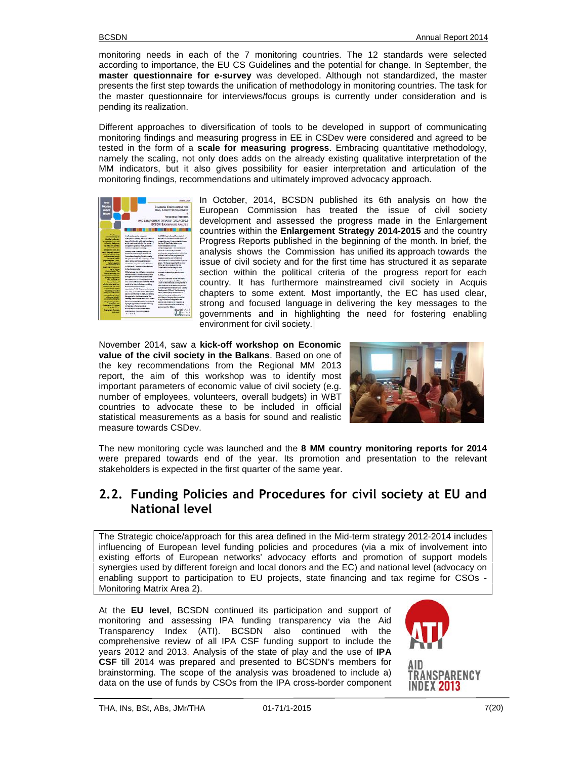monitoring needs in each of the 7 monitoring countries. The 12 standards were selected according to importance, the EU CS Guidelines and the potential for change. In September, the **master questionnaire for e-survey** was developed. Although not standardized, the master presents the first step towards the unification of methodology in monitoring countries. The task for the master questionnaire for interviews/focus groups is currently under consideration and is pending its realization.

Different approaches to diversification of tools to be developed in support of communicating monitoring findings and measuring progress in EE in CSDev were considered and agreed to be tested in the form of a **scale for measuring progress**. Embracing quantitative methodology, namely the scaling, not only does adds on the already existing qualitative interpretation of the MM indicators, but it also gives possibility for easier interpretation and articulation of the monitoring findings, recommendations and ultimately improved advocacy approach.

In October, 2014, BCSDN published its 6th analysis on how the European Commission has treated the issue of civil society development and assessed the progress made in the Enlargement countries within the **Enlargement Strategy 2014-2015** and the country Progress Reports published in the beginning of the month. In brief, the analysis shows the Commission has unified its approach towards the issue of civil society and for the first time has structured it as separate section within the political criteria of the progress report for each country. It has furthermore mainstreamed civil society in Acquis chapters to some extent. Most importantly, the EC has used clear, strong and focused language in delivering the key messages to the governments and in highlighting the need for fostering enabling environment for civil society.

November 2014, saw a **kick-off workshop on Economic value of the civil society in the Balkans**. Based on one of the key recommendations from the Regional MM 2013 report, the aim of this workshop was to identify most important parameters of economic value of civil society (e.g. number of employees, volunteers, overall budgets) in WBT countries to advocate these to be included in official statistical measurements as a basis for sound and realistic measure towards CSDev.

The new monitoring cycle was launched and the **8 MM country monitoring reports for 2014** were prepared towards end of the year. Its promotion and presentation to the relevant stakeholders is expected in the first quarter of the same year.

## 2.2. Funding Policies and Procedures for civil society at EU and National level

The Strategic choice/approach for this area defined in the Mid-term strategy 2012-2014 includes influencing of European level funding policies and procedures (via a mix of involvement into existing efforts of European networks' advocacy efforts and promotion of support models synergies used by different foreign and local donors and the EC) and national level (advocacy on enabling support to participation to EU projects, state financing and tax regime for CSOs - Monitoring Matrix Area 2).

At the **EU level**, BCSDN continued its participation and support of monitoring and assessing IPA funding transparency via the Aid Transparency Index (ATI). BCSDN also continued with the comprehensive review of all IPA CSF funding support to include the years 2012 and 2013. Analysis of the state of play and the use of **IPA CSF** till 2014 was prepared and presented to BCSDN's members for brainstorming. The scope of the analysis was broadened to include a) data on the use of funds by CSOs from the IPA cross-border component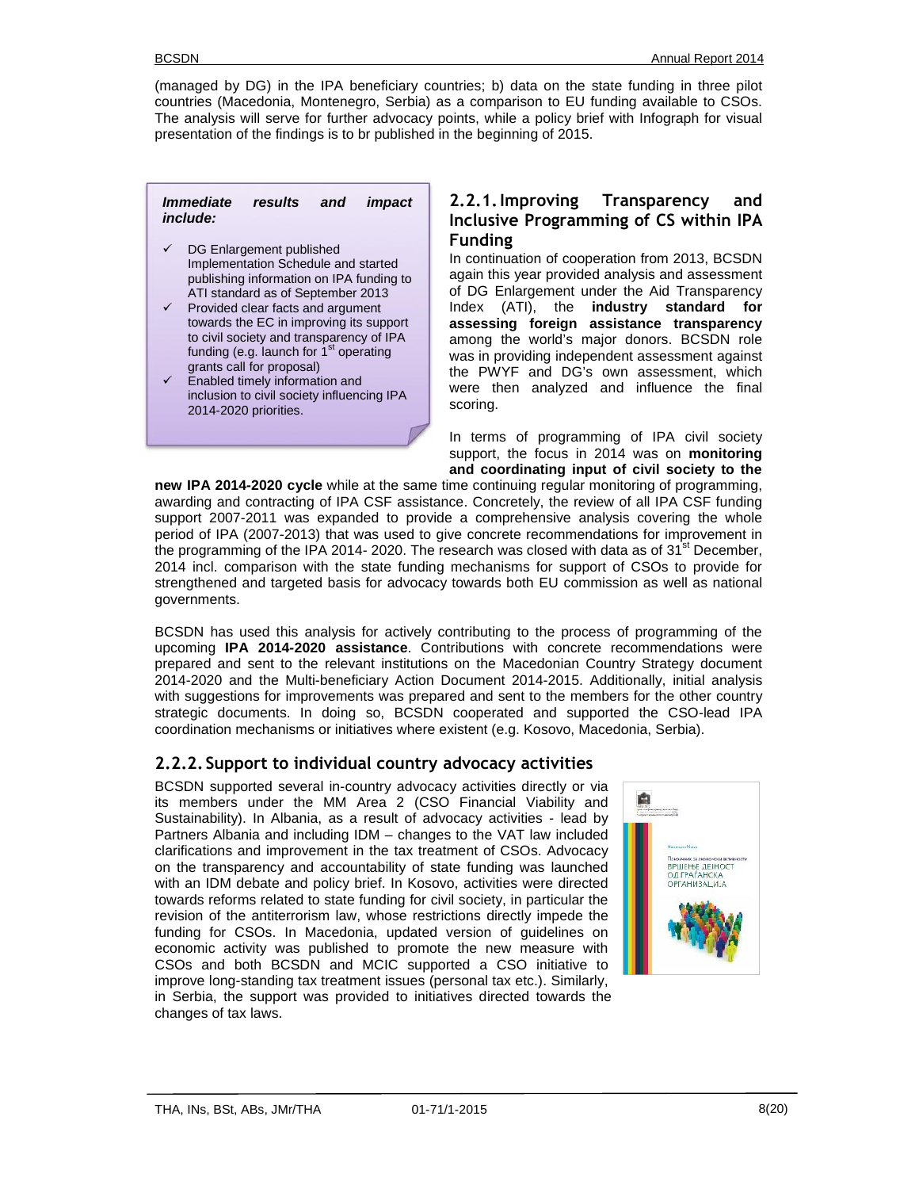(managed by DG) in the IPA beneficiary countries; b) data on the state funding in three pilot countries (Macedonia, Montenegro, Serbia) as a comparison to EU funding available to CSOs. The analysis will serve for further advocacy points, while a policy brief with Infograph for visual presentation of the findings is to br published in the beginning of 2015.

***Immediate results and impact include:***

- ✓ DG Enlargement published Implementation Schedule and started publishing information on IPA funding to ATI standard as of September 2013
- ✓ Provided clear facts and argument towards the EC in improving its support to civil society and transparency of IPA funding (e.g. launch for 1st operating grants call for proposal)
- ✓ Enabled timely information and inclusion to civil society influencing IPA 2014-2020 priorities.

### 2.2.1. Improving Transparency and Inclusive Programming of CS within IPA Funding

In continuation of cooperation from 2013, BCSDN again this year provided analysis and assessment of DG Enlargement under the Aid Transparency Index (ATI), the **industry standard for assessing foreign assistance transparency** among the world's major donors. BCSDN role was in providing independent assessment against the PWYF and DG's own assessment, which were then analyzed and influence the final scoring.

In terms of programming of IPA civil society support, the focus in 2014 was on **monitoring and coordinating input of civil society to the new IPA 2014-2020 cycle** while at the same time continuing regular monitoring of programming, awarding and contracting of IPA CSF assistance. Concretely, the review of all IPA CSF funding support 2007-2011 was expanded to provide a comprehensive analysis covering the whole period of IPA (2007-2013) that was used to give concrete recommendations for improvement in the programming of the IPA 2014- 2020. The research was closed with data as of 31st December, 2014 incl. comparison with the state funding mechanisms for support of CSOs to provide for strengthened and targeted basis for advocacy towards both EU commission as well as national governments.

BCSDN has used this analysis for actively contributing to the process of programming of the upcoming **IPA 2014-2020 assistance**. Contributions with concrete recommendations were prepared and sent to the relevant institutions on the Macedonian Country Strategy document 2014-2020 and the Multi-beneficiary Action Document 2014-2015. Additionally, initial analysis with suggestions for improvements was prepared and sent to the members for the other country strategic documents. In doing so, BCSDN cooperated and supported the CSO-lead IPA coordination mechanisms or initiatives where existent (e.g. Kosovo, Macedonia, Serbia).

### 2.2.2. Support to individual country advocacy activities

BCSDN supported several in-country advocacy activities directly or via its members under the MM Area 2 (CSO Financial Viability and Sustainability). In Albania, as a result of advocacy activities - lead by Partners Albania and including IDM – changes to the VAT law included clarifications and improvement in the tax treatment of CSOs. Advocacy on the transparency and accountability of state funding was launched with an IDM debate and policy brief. In Kosovo, activities were directed towards reforms related to state funding for civil society, in particular the revision of the antiterrorism law, whose restrictions directly impede the funding for CSOs. In Macedonia, updated version of guidelines on economic activity was published to promote the new measure with CSOs and both BCSDN and MCIC supported a CSO initiative to improve long-standing tax treatment issues (personal tax etc.). Similarly, in Serbia, the support was provided to initiatives directed towards the changes of tax laws.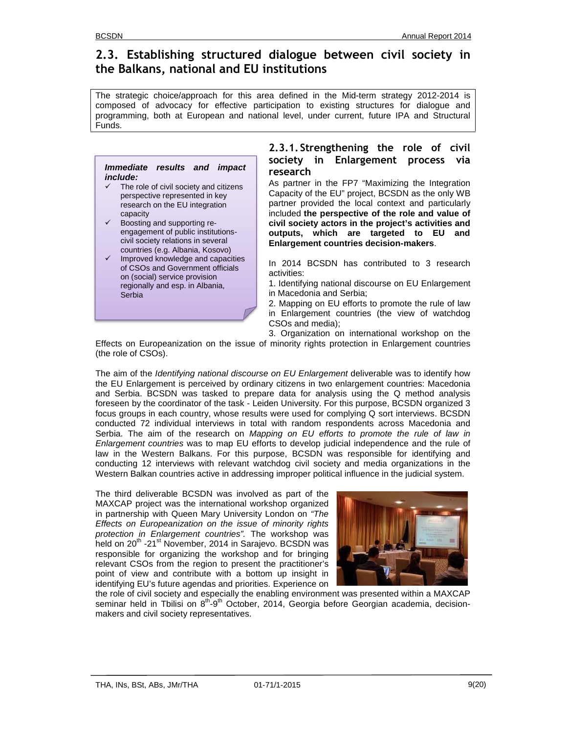## 2.3. Establishing structured dialogue between civil society in the Balkans, national and EU institutions

The strategic choice/approach for this area defined in the Mid-term strategy 2012-2014 is composed of advocacy for effective participation to existing structures for dialogue and programming, both at European and national level, under current, future IPA and Structural Funds.

***Immediate results and impact include:***

- ✓ The role of civil society and citizens perspective represented in key research on the EU integration capacity
- ✓ Boosting and supporting re-engagement of public institutions-civil society relations in several countries (e.g. Albania, Kosovo)
- ✓ Improved knowledge and capacities of CSOs and Government officials on (social) service provision regionally and esp. in Albania, Serbia

### 2.3.1. Strengthening the role of civil society in Enlargement process via research

As partner in the FP7 "Maximizing the Integration Capacity of the EU" project, BCSDN as the only WB partner provided the local context and particularly included **the perspective of the role and value of civil society actors in the project's activities and outputs, which are targeted to EU and Enlargement countries decision-makers**.

In 2014 BCSDN has contributed to 3 research activities:

1. Identifying national discourse on EU Enlargement in Macedonia and Serbia;
2. Mapping on EU efforts to promote the rule of law in Enlargement countries (the view of watchdog CSOs and media);
3. Organization on international workshop on the Effects on Europeanization on the issue of minority rights protection in Enlargement countries (the role of CSOs).

The aim of the *Identifying national discourse on EU Enlargement* deliverable was to identify how the EU Enlargement is perceived by ordinary citizens in two enlargement countries: Macedonia and Serbia. BCSDN was tasked to prepare data for analysis using the Q method analysis foreseen by the coordinator of the task - Leiden University. For this purpose, BCSDN organized 3 focus groups in each country, whose results were used for complying Q sort interviews. BCSDN conducted 72 individual interviews in total with random respondents across Macedonia and Serbia. The aim of the research on *Mapping on EU efforts to promote the rule of law in Enlargement countries* was to map EU efforts to develop judicial independence and the rule of law in the Western Balkans. For this purpose, BCSDN was responsible for identifying and conducting 12 interviews with relevant watchdog civil society and media organizations in the Western Balkan countries active in addressing improper political influence in the judicial system.

The third deliverable BCSDN was involved as part of the MAXCAP project was the international workshop organized in partnership with Queen Mary University London on *"The Effects on Europeanization on the issue of minority rights protection in Enlargement countries".* The workshop was held on 20th -21st November, 2014 in Sarajevo. BCSDN was responsible for organizing the workshop and for bringing relevant CSOs from the region to present the practitioner's point of view and contribute with a bottom up insight in identifying EU's future agendas and priorities. Experience on the role of civil society and especially the enabling environment was presented within a MAXCAP seminar held in Tbilisi on 8th-9th October, 2014, Georgia before Georgian academia, decision-makers and civil society representatives.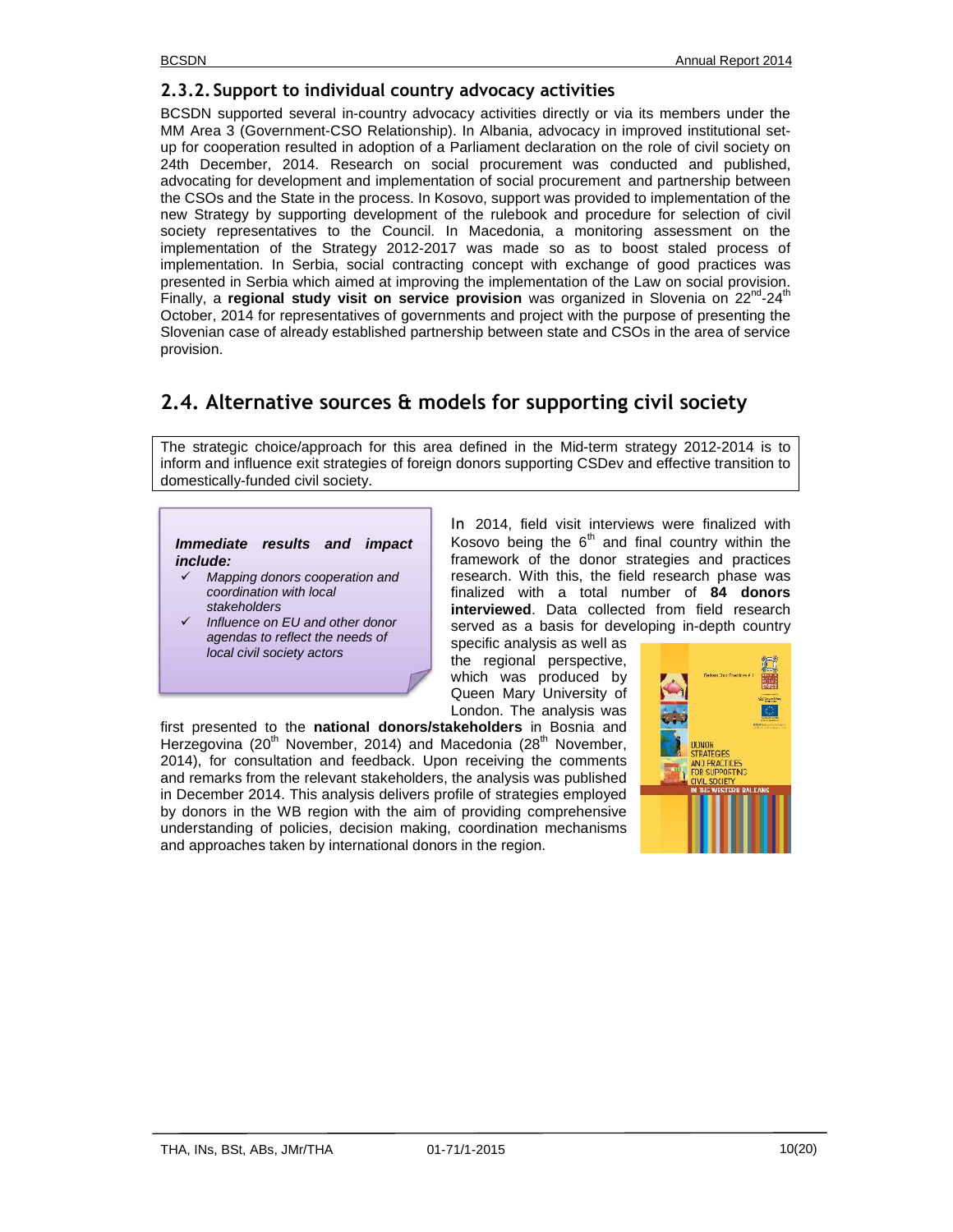### 2.3.2. Support to individual country advocacy activities

BCSDN supported several in-country advocacy activities directly or via its members under the MM Area 3 (Government-CSO Relationship). In Albania, advocacy in improved institutional set-up for cooperation resulted in adoption of a Parliament declaration on the role of civil society on 24th December, 2014. Research on social procurement was conducted and published, advocating for development and implementation of social procurement and partnership between the CSOs and the State in the process. In Kosovo, support was provided to implementation of the new Strategy by supporting development of the rulebook and procedure for selection of civil society representatives to the Council. In Macedonia, a monitoring assessment on the implementation of the Strategy 2012-2017 was made so as to boost staled process of implementation. In Serbia, social contracting concept with exchange of good practices was presented in Serbia which aimed at improving the implementation of the Law on social provision. Finally, a **regional study visit on service provision** was organized in Slovenia on 22nd-24th October, 2014 for representatives of governments and project with the purpose of presenting the Slovenian case of already established partnership between state and CSOs in the area of service provision.

## 2.4. Alternative sources & models for supporting civil society

The strategic choice/approach for this area defined in the Mid-term strategy 2012-2014 is to inform and influence exit strategies of foreign donors supporting CSDev and effective transition to domestically-funded civil society.

***Immediate results and impact include:***

- ✓ *Mapping donors cooperation and coordination with local stakeholders*
- ✓ *Influence on EU and other donor agendas to reflect the needs of local civil society actors*

In 2014, field visit interviews were finalized with Kosovo being the 6th and final country within the framework of the donor strategies and practices research. With this, the field research phase was finalized with a total number of **84 donors interviewed**. Data collected from field research served as a basis for developing in-depth country specific analysis as well as the regional perspective, which was produced by Queen Mary University of London. The analysis was first presented to the **national donors/stakeholders** in Bosnia and Herzegovina (20th November, 2014) and Macedonia (28th November, 2014), for consultation and feedback. Upon receiving the comments and remarks from the relevant stakeholders, the analysis was published in December 2014. This analysis delivers profile of strategies employed by donors in the WB region with the aim of providing comprehensive understanding of policies, decision making, coordination mechanisms and approaches taken by international donors in the region.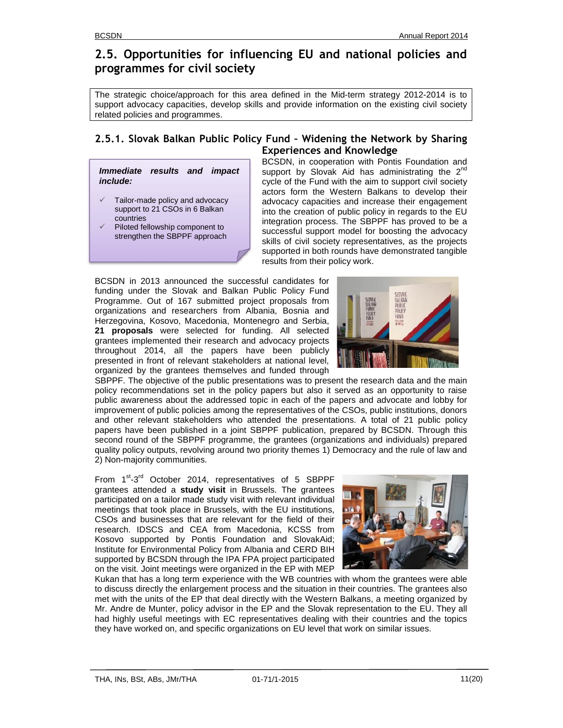## 2.5. Opportunities for influencing EU and national policies and programmes for civil society

The strategic choice/approach for this area defined in the Mid-term strategy 2012-2014 is to support advocacy capacities, develop skills and provide information on the existing civil society related policies and programmes.

### 2.5.1. Slovak Balkan Public Policy Fund – Widening the Network by Sharing Experiences and Knowledge

***Immediate results and impact include:***

- ✓ Tailor-made policy and advocacy support to 21 CSOs in 6 Balkan countries
- ✓ Piloted fellowship component to strengthen the SBPPF approach

BCSDN, in cooperation with Pontis Foundation and support by Slovak Aid has administrating the 2nd cycle of the Fund with the aim to support civil society actors form the Western Balkans to develop their advocacy capacities and increase their engagement into the creation of public policy in regards to the EU integration process. The SBPPF has proved to be a successful support model for boosting the advocacy skills of civil society representatives, as the projects supported in both rounds have demonstrated tangible results from their policy work.

BCSDN in 2013 announced the successful candidates for funding under the Slovak and Balkan Public Policy Fund Programme. Out of 167 submitted project proposals from organizations and researchers from Albania, Bosnia and Herzegovina, Kosovo, Macedonia, Montenegro and Serbia, **21 proposals** were selected for funding. All selected grantees implemented their research and advocacy projects throughout 2014, all the papers have been publicly presented in front of relevant stakeholders at national level, organized by the grantees themselves and funded through SBPPF. The objective of the public presentations was to present the research data and the main policy recommendations set in the policy papers but also it served as an opportunity to raise public awareness about the addressed topic in each of the papers and advocate and lobby for improvement of public policies among the representatives of the CSOs, public institutions, donors and other relevant stakeholders who attended the presentations. A total of 21 public policy papers have been published in a joint SBPPF publication, prepared by BCSDN. Through this second round of the SBPPF programme, the grantees (organizations and individuals) prepared quality policy outputs, revolving around two priority themes 1) Democracy and the rule of law and 2) Non-majority communities.

From 1st-3rd October 2014, representatives of 5 SBPPF grantees attended a **study visit** in Brussels. The grantees participated on a tailor made study visit with relevant individual meetings that took place in Brussels, with the EU institutions, CSOs and businesses that are relevant for the field of their research. IDSCS and CEA from Macedonia, KCSS from Kosovo supported by Pontis Foundation and SlovakAid; Institute for Environmental Policy from Albania and CERD BIH supported by BCSDN through the IPA FPA project participated on the visit. Joint meetings were organized in the EP with MEP Kukan that has a long term experience with the WB countries with whom the grantees were able to discuss directly the enlargement process and the situation in their countries. The grantees also met with the units of the EP that deal directly with the Western Balkans, a meeting organized by Mr. Andre de Munter, policy advisor in the EP and the Slovak representation to the EU. They all had highly useful meetings with EC representatives dealing with their countries and the topics they have worked on, and specific organizations on EU level that work on similar issues.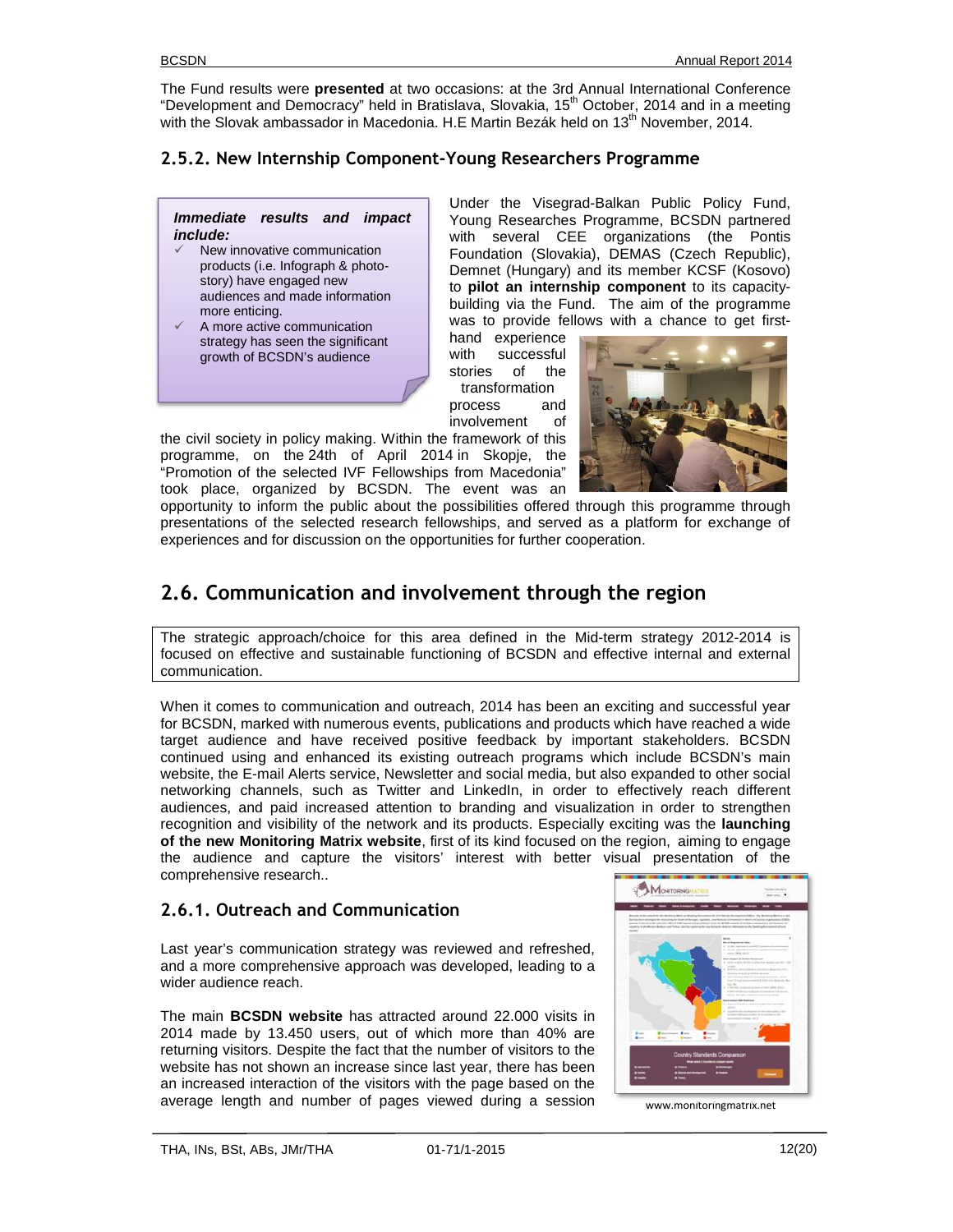The Fund results were **presented** at two occasions: at the 3rd Annual International Conference "Development and Democracy" held in Bratislava, Slovakia, 15th October, 2014 and in a meeting with the Slovak ambassador in Macedonia. H.E Martin Bezák held on 13th November, 2014.

### 2.5.2. New Internship Component-Young Researchers Programme

> ***Immediate results and impact include:***
>
> - New innovative communication products (i.e. Infograph & photo-story) have engaged new audiences and made information more enticing.
> - A more active communication strategy has seen the significant growth of BCSDN's audience

Under the Visegrad-Balkan Public Policy Fund, Young Researches Programme, BCSDN partnered with several CEE organizations (the Pontis Foundation (Slovakia), DEMAS (Czech Republic), Demnet (Hungary) and its member KCSF (Kosovo) to **pilot an internship component** to its capacity-building via the Fund. The aim of the programme was to provide fellows with a chance to get first-hand experience with successful stories of the transformation process and involvement of the civil society in policy making. Within the framework of this programme, on the 24th of April 2014 in Skopje, the "Promotion of the selected IVF Fellowships from Macedonia" took place, organized by BCSDN. The event was an opportunity to inform the public about the possibilities offered through this programme through presentations of the selected research fellowships, and served as a platform for exchange of experiences and for discussion on the opportunities for further cooperation.

## 2.6. Communication and involvement through the region

> The strategic approach/choice for this area defined in the Mid-term strategy 2012-2014 is focused on effective and sustainable functioning of BCSDN and effective internal and external communication.

When it comes to communication and outreach, 2014 has been an exciting and successful year for BCSDN, marked with numerous events, publications and products which have reached a wide target audience and have received positive feedback by important stakeholders. BCSDN continued using and enhanced its existing outreach programs which include BCSDN's main website, the E-mail Alerts service, Newsletter and social media, but also expanded to other social networking channels, such as Twitter and LinkedIn, in order to effectively reach different audiences, and paid increased attention to branding and visualization in order to strengthen recognition and visibility of the network and its products. Especially exciting was the **launching of the new Monitoring Matrix website**, first of its kind focused on the region, aiming to engage the audience and capture the visitors' interest with better visual presentation of the comprehensive research..

### 2.6.1. Outreach and Communication

Last year's communication strategy was reviewed and refreshed, and a more comprehensive approach was developed, leading to a wider audience reach.

The main **BCSDN website** has attracted around 22.000 visits in 2014 made by 13.450 users, out of which more than 40% are returning visitors. Despite the fact that the number of visitors to the website has not shown an increase since last year, there has been an increased interaction of the visitors with the page based on the average length and number of pages viewed during a session

www.monitoringmatrix.net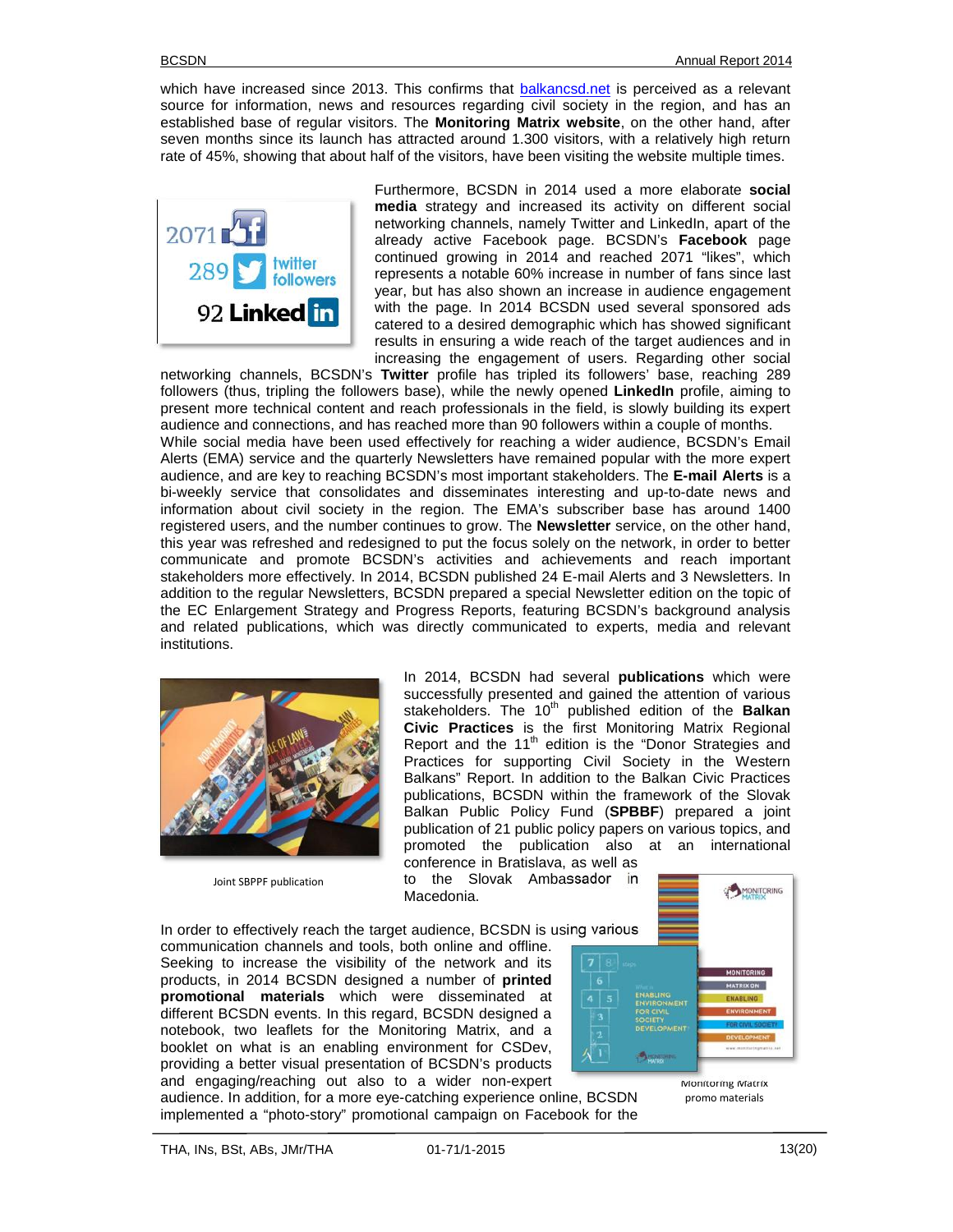which have increased since 2013. This confirms that balkancsd.net is perceived as a relevant source for information, news and resources regarding civil society in the region, and has an established base of regular visitors. The **Monitoring Matrix website**, on the other hand, after seven months since its launch has attracted around 1.300 visitors, with a relatively high return rate of 45%, showing that about half of the visitors, have been visiting the website multiple times.

Furthermore, BCSDN in 2014 used a more elaborate **social media** strategy and increased its activity on different social networking channels, namely Twitter and LinkedIn, apart of the already active Facebook page. BCSDN's **Facebook** page continued growing in 2014 and reached 2071 "likes", which represents a notable 60% increase in number of fans since last year, but has also shown an increase in audience engagement with the page. In 2014 BCSDN used several sponsored ads catered to a desired demographic which has showed significant results in ensuring a wide reach of the target audiences and in increasing the engagement of users. Regarding other social networking channels, BCSDN's **Twitter** profile has tripled its followers' base, reaching 289 followers (thus, tripling the followers base), while the newly opened **LinkedIn** profile, aiming to present more technical content and reach professionals in the field, is slowly building its expert audience and connections, and has reached more than 90 followers within a couple of months.

While social media have been used effectively for reaching a wider audience, BCSDN's Email Alerts (EMA) service and the quarterly Newsletters have remained popular with the more expert audience, and are key to reaching BCSDN's most important stakeholders. The **E-mail Alerts** is a bi-weekly service that consolidates and disseminates interesting and up-to-date news and information about civil society in the region. The EMA's subscriber base has around 1400 registered users, and the number continues to grow. The **Newsletter** service, on the other hand, this year was refreshed and redesigned to put the focus solely on the network, in order to better communicate and promote BCSDN's activities and achievements and reach important stakeholders more effectively. In 2014, BCSDN published 24 E-mail Alerts and 3 Newsletters. In addition to the regular Newsletters, BCSDN prepared a special Newsletter edition on the topic of the EC Enlargement Strategy and Progress Reports, featuring BCSDN's background analysis and related publications, which was directly communicated to experts, media and relevant institutions.

Joint SBPPF publication

In 2014, BCSDN had several **publications** which were successfully presented and gained the attention of various stakeholders. The 10th published edition of the **Balkan Civic Practices** is the first Monitoring Matrix Regional Report and the 11th edition is the "Donor Strategies and Practices for supporting Civil Society in the Western Balkans" Report. In addition to the Balkan Civic Practices publications, BCSDN within the framework of the Slovak Balkan Public Policy Fund (**SPBBF**) prepared a joint publication of 21 public policy papers on various topics, and promoted the publication also at an international conference in Bratislava, as well as to the Slovak Ambassador in Macedonia.

In order to effectively reach the target audience, BCSDN is using various communication channels and tools, both online and offline. Seeking to increase the visibility of the network and its products, in 2014 BCSDN designed a number of **printed promotional materials** which were disseminated at different BCSDN events. In this regard, BCSDN designed a notebook, two leaflets for the Monitoring Matrix, and a booklet on what is an enabling environment for CSDev, providing a better visual presentation of BCSDN's products and engaging/reaching out also to a wider non-expert audience. In addition, for a more eye-catching experience online, BCSDN implemented a "photo-story" promotional campaign on Facebook for the

Monitoring Matrix promo materials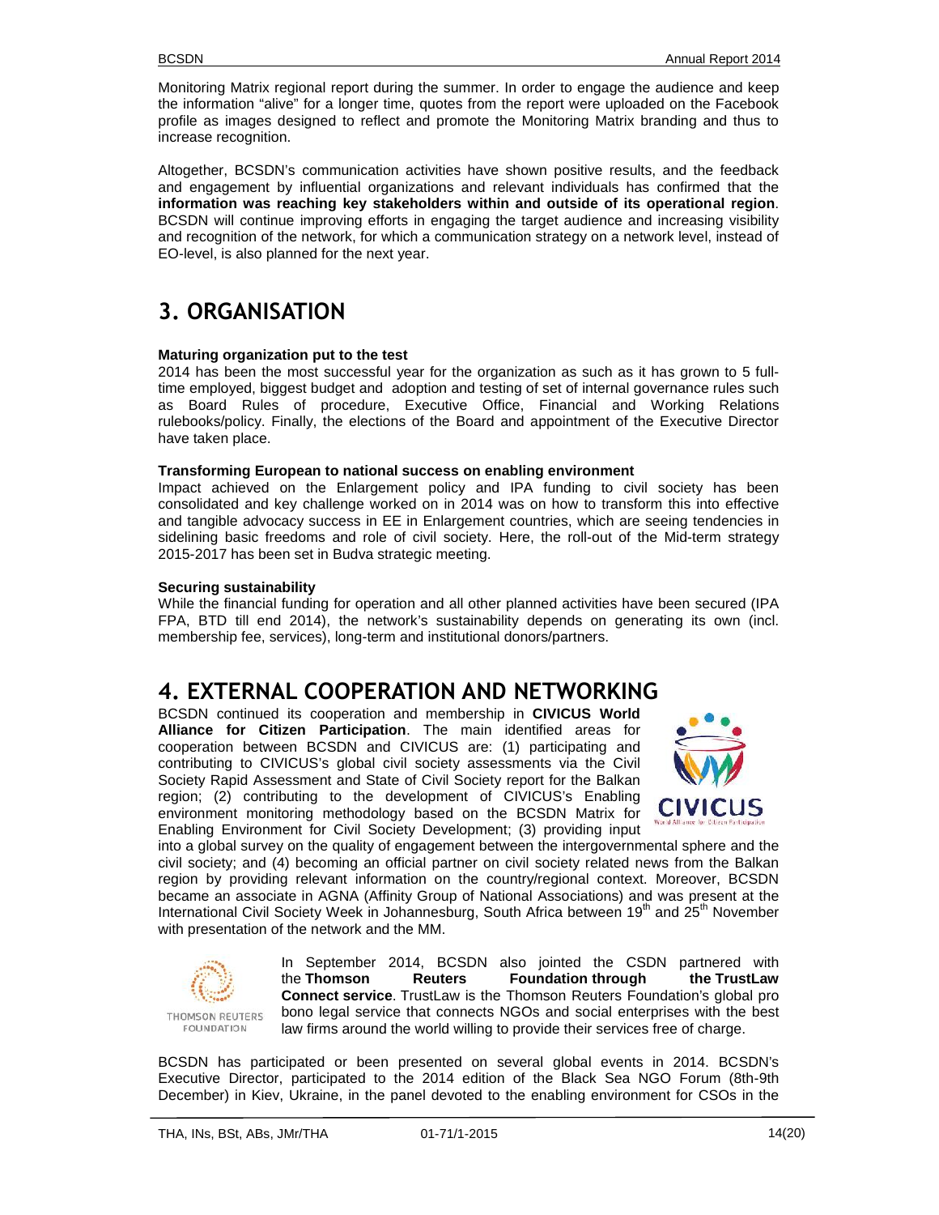Monitoring Matrix regional report during the summer. In order to engage the audience and keep the information "alive" for a longer time, quotes from the report were uploaded on the Facebook profile as images designed to reflect and promote the Monitoring Matrix branding and thus to increase recognition.

Altogether, BCSDN's communication activities have shown positive results, and the feedback and engagement by influential organizations and relevant individuals has confirmed that the **information was reaching key stakeholders within and outside of its operational region**. BCSDN will continue improving efforts in engaging the target audience and increasing visibility and recognition of the network, for which a communication strategy on a network level, instead of EO-level, is also planned for the next year.

# 3. ORGANISATION

**Maturing organization put to the test**

2014 has been the most successful year for the organization as such as it has grown to 5 full-time employed, biggest budget and adoption and testing of set of internal governance rules such as Board Rules of procedure, Executive Office, Financial and Working Relations rulebooks/policy. Finally, the elections of the Board and appointment of the Executive Director have taken place.

**Transforming European to national success on enabling environment**

Impact achieved on the Enlargement policy and IPA funding to civil society has been consolidated and key challenge worked on in 2014 was on how to transform this into effective and tangible advocacy success in EE in Enlargement countries, which are seeing tendencies in sidelining basic freedoms and role of civil society. Here, the roll-out of the Mid-term strategy 2015-2017 has been set in Budva strategic meeting.

**Securing sustainability**

While the financial funding for operation and all other planned activities have been secured (IPA FPA, BTD till end 2014), the network's sustainability depends on generating its own (incl. membership fee, services), long-term and institutional donors/partners.

# 4. EXTERNAL COOPERATION AND NETWORKING

BCSDN continued its cooperation and membership in **CIVICUS World Alliance for Citizen Participation**. The main identified areas for cooperation between BCSDN and CIVICUS are: (1) participating and contributing to CIVICUS's global civil society assessments via the Civil Society Rapid Assessment and State of Civil Society report for the Balkan region; (2) contributing to the development of CIVICUS's Enabling environment monitoring methodology based on the BCSDN Matrix for Enabling Environment for Civil Society Development; (3) providing input into a global survey on the quality of engagement between the intergovernmental sphere and the civil society; and (4) becoming an official partner on civil society related news from the Balkan region by providing relevant information on the country/regional context. Moreover, BCSDN became an associate in AGNA (Affinity Group of National Associations) and was present at the International Civil Society Week in Johannesburg, South Africa between 19th and 25th November with presentation of the network and the MM.

In September 2014, BCSDN also jointed the CSDN partnered with the **Thomson Reuters Foundation through the TrustLaw Connect service**. TrustLaw is the Thomson Reuters Foundation's global pro bono legal service that connects NGOs and social enterprises with the best law firms around the world willing to provide their services free of charge.

BCSDN has participated or been presented on several global events in 2014. BCSDN's Executive Director, participated to the 2014 edition of the Black Sea NGO Forum (8th-9th December) in Kiev, Ukraine, in the panel devoted to the enabling environment for CSOs in the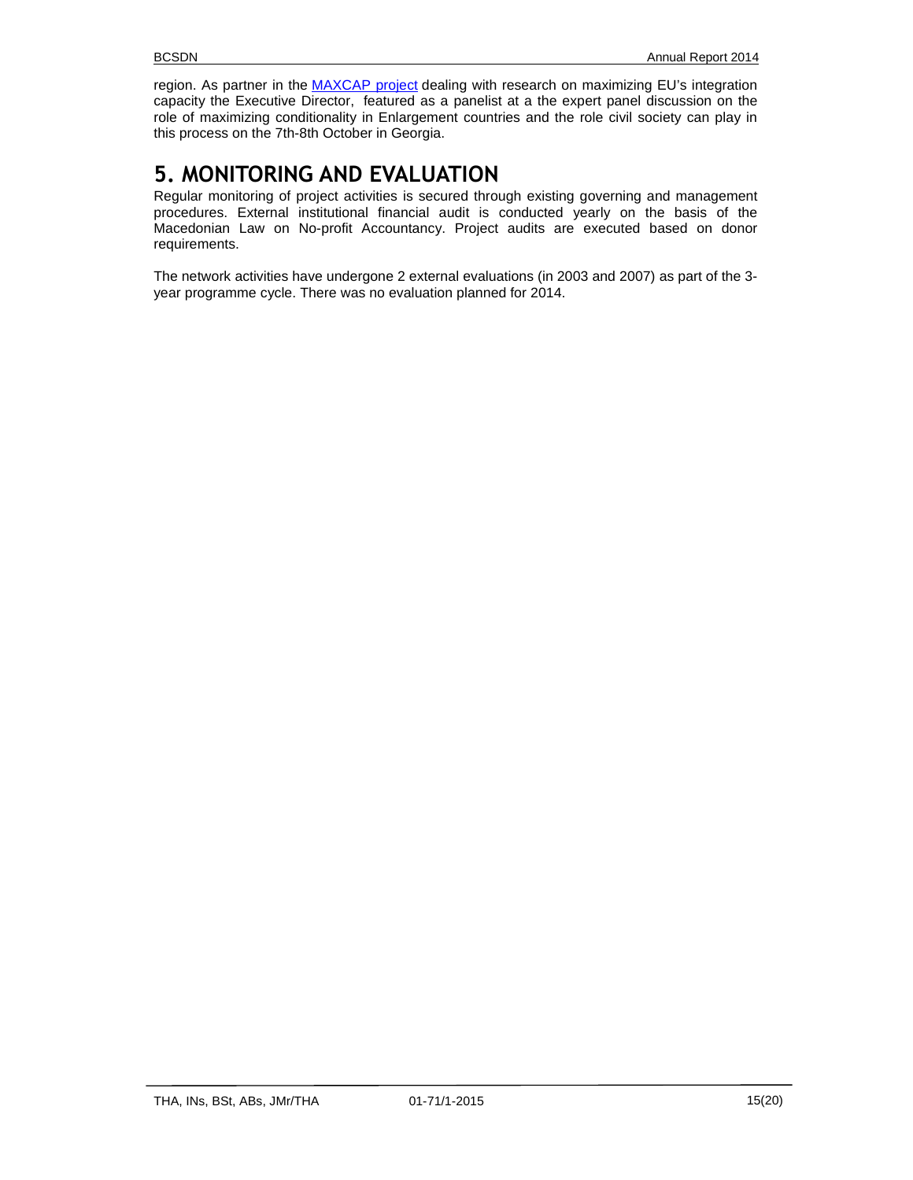region. As partner in the [MAXCAP project] dealing with research on maximizing EU's integration capacity the Executive Director, featured as a panelist at a the expert panel discussion on the role of maximizing conditionality in Enlargement countries and the role civil society can play in this process on the 7th-8th October in Georgia.

# 5. MONITORING AND EVALUATION

Regular monitoring of project activities is secured through existing governing and management procedures. External institutional financial audit is conducted yearly on the basis of the Macedonian Law on No-profit Accountancy. Project audits are executed based on donor requirements.

The network activities have undergone 2 external evaluations (in 2003 and 2007) as part of the 3-year programme cycle. There was no evaluation planned for 2014.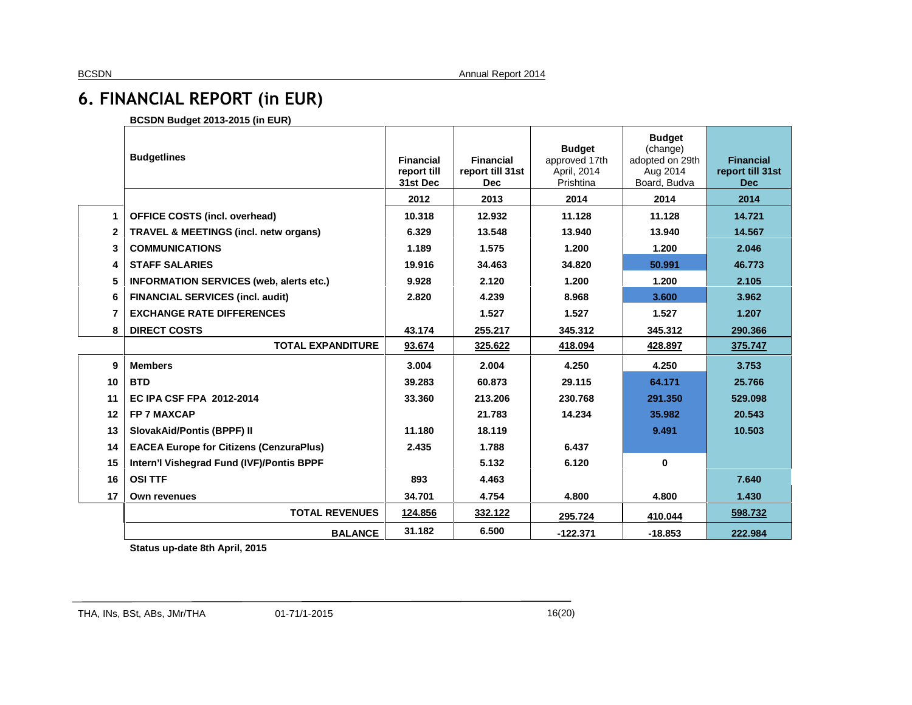# 6. FINANCIAL REPORT (in EUR)

**BCSDN Budget 2013-2015 (in EUR)**

| | **Budgetlines** | **Financial report till 31st Dec** | **Financial report till 31st Dec** | **Budget** approved 17th April, 2014 Prishtina | **Budget** (change) adopted on 29th Aug 2014 Board, Budva | **Financial report till 31st Dec** |
|---|---|---|---|---|---|---|
| | | **2012** | **2013** | **2014** | **2014** | **2014** |
| **1** | **OFFICE COSTS (incl. overhead)** | **10.318** | **12.932** | **11.128** | **11.128** | **14.721** |
| **2** | **TRAVEL & MEETINGS (incl. netw organs)** | **6.329** | **13.548** | **13.940** | **13.940** | **14.567** |
| **3** | **COMMUNICATIONS** | **1.189** | **1.575** | **1.200** | **1.200** | **2.046** |
| **4** | **STAFF SALARIES** | **19.916** | **34.463** | **34.820** | **50.991** | **46.773** |
| **5** | **INFORMATION SERVICES (web, alerts etc.)** | **9.928** | **2.120** | **1.200** | **1.200** | **2.105** |
| **6** | **FINANCIAL SERVICES (incl. audit)** | **2.820** | **4.239** | **8.968** | **3.600** | **3.962** |
| **7** | **EXCHANGE RATE DIFFERENCES** | | **1.527** | **1.527** | **1.527** | **1.207** |
| **8** | **DIRECT COSTS** | **43.174** | **255.217** | **345.312** | **345.312** | **290.366** |
| | **TOTAL EXPANDITURE** | **93.674** | **325.622** | **418.094** | **428.897** | **375.747** |
| **9** | **Members** | **3.004** | **2.004** | **4.250** | **4.250** | **3.753** |
| **10** | **BTD** | **39.283** | **60.873** | **29.115** | **64.171** | **25.766** |
| **11** | **EC IPA CSF FPA 2012-2014** | **33.360** | **213.206** | **230.768** | **291.350** | **529.098** |
| **12** | **FP 7 MAXCAP** | | **21.783** | **14.234** | **35.982** | **20.543** |
| **13** | **SlovakAid/Pontis (BPPF) II** | **11.180** | **18.119** | | **9.491** | **10.503** |
| **14** | **EACEA Europe for Citizens (CenzuraPlus)** | **2.435** | **1.788** | **6.437** | | |
| **15** | **Intern'l Vishegrad Fund (IVF)/Pontis BPPF** | | **5.132** | **6.120** | **0** | |
| **16** | **OSI TTF** | **893** | **4.463** | | | **7.640** |
| **17** | **Own revenues** | **34.701** | **4.754** | **4.800** | **4.800** | **1.430** |
| | **TOTAL REVENUES** | **124.856** | **332.122** | **295.724** | **410.044** | **598.732** |
| | **BALANCE** | **31.182** | **6.500** | **-122.371** | **-18.853** | **222.984** |

**Status up-date 8th April, 2015**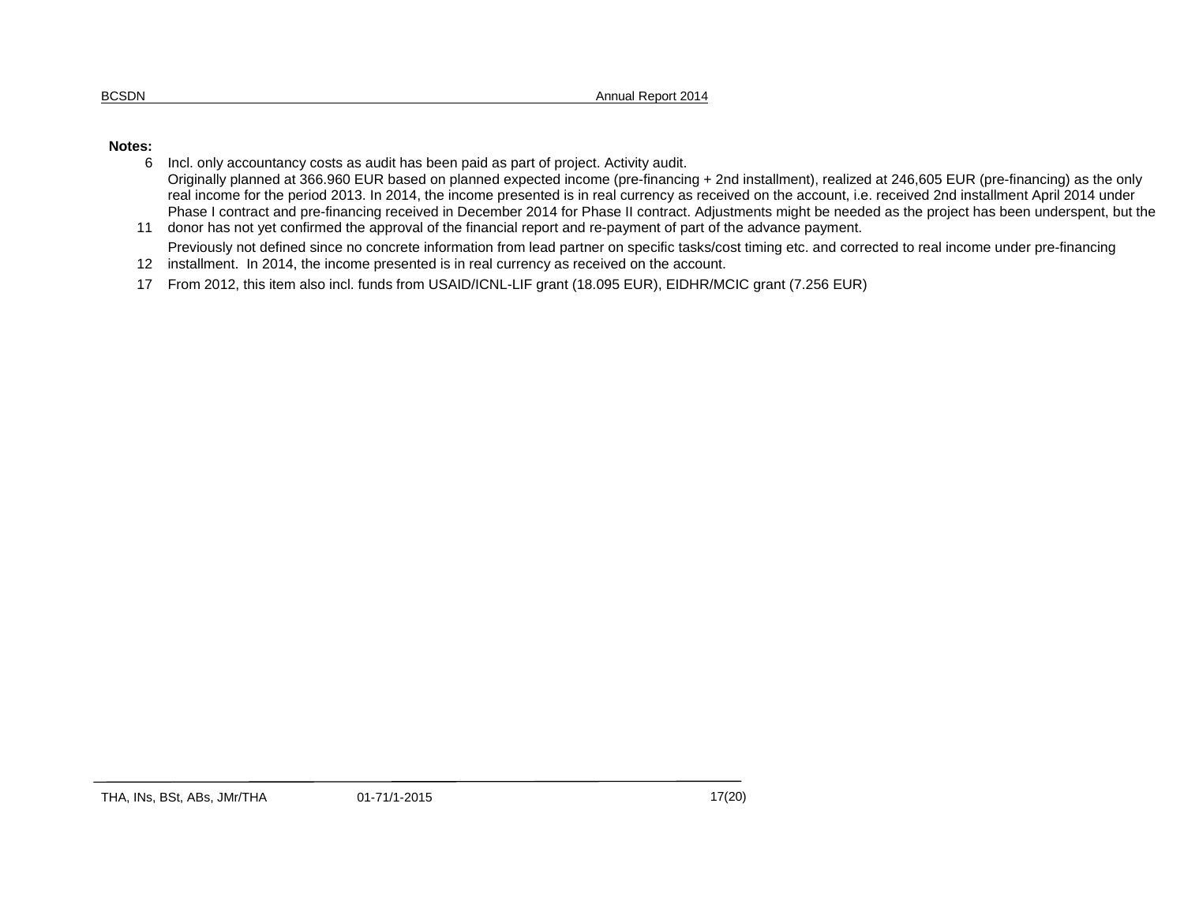**Notes:**

| | |
|---|---|
| 6 | Incl. only accountancy costs as audit has been paid as part of project. Activity audit. |
| 11 | Originally planned at 366.960 EUR based on planned expected income (pre-financing + 2nd installment), realized at 246,605 EUR (pre-financing) as the only real income for the period 2013. In 2014, the income presented is in real currency as received on the account, i.e. received 2nd installment April 2014 under Phase I contract and pre-financing received in December 2014 for Phase II contract. Adjustments might be needed as the project has been underspent, but the donor has not yet confirmed the approval of the financial report and re-payment of part of the advance payment. |
| 12 | Previously not defined since no concrete information from lead partner on specific tasks/cost timing etc. and corrected to real income under pre-financing installment.  In 2014, the income presented is in real currency as received on the account. |
| 17 | From 2012, this item also incl. funds from USAID/ICNL-LIF grant (18.095 EUR), EIDHR/MCIC grant (7.256 EUR) |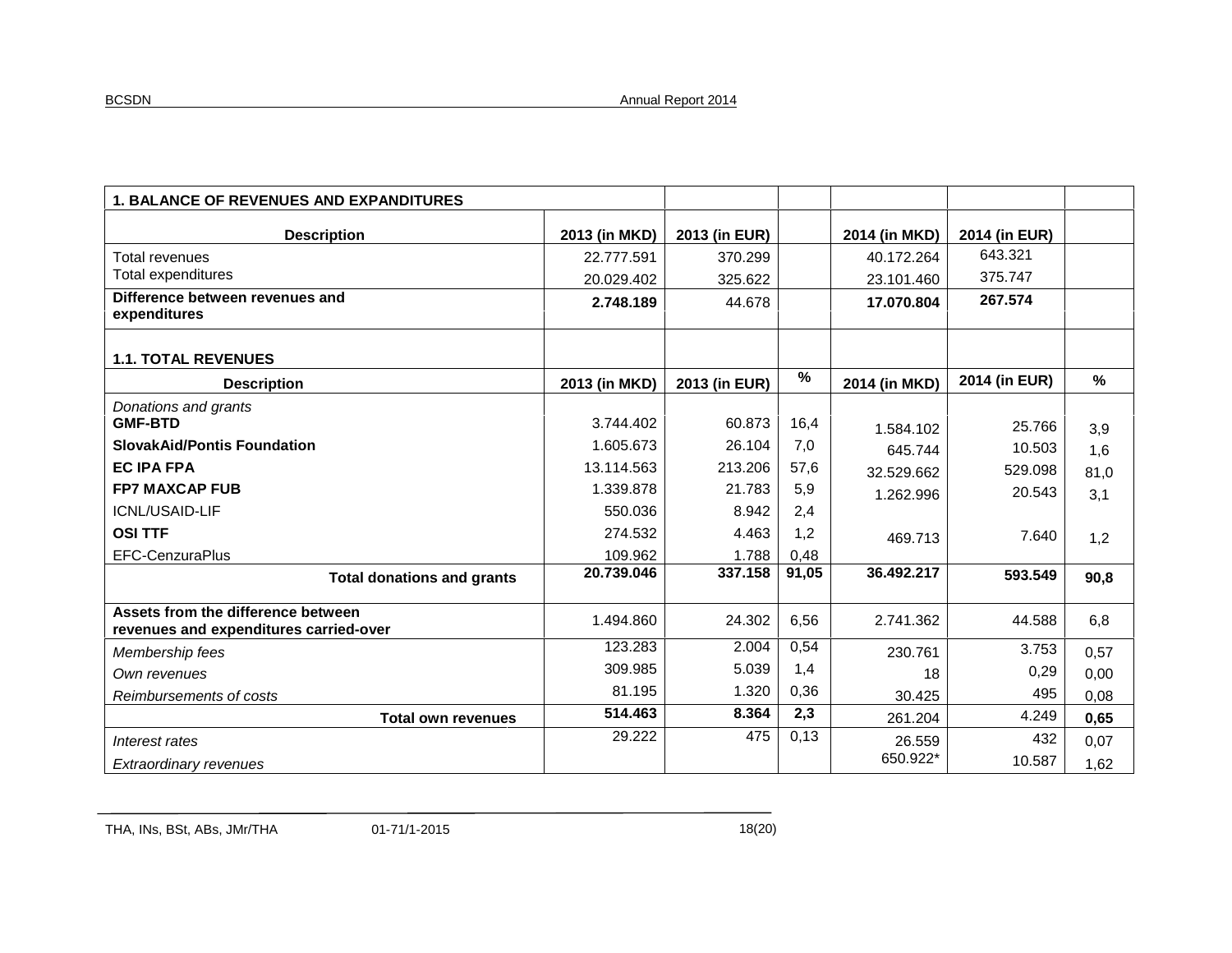| 1. BALANCE OF REVENUES AND EXPANDITURES | | | | | | |
|---|---|---|---|---|---|---|
| **Description** | **2013 (in MKD)** | **2013 (in EUR)** | | **2014 (in MKD)** | **2014 (in EUR)** | |
| Total revenues | 22.777.591 | 370.299 | | 40.172.264 | 643.321 | |
| Total expenditures | 20.029.402 | 325.622 | | 23.101.460 | 375.747 | |
| **Difference between revenues and expenditures** | **2.748.189** | 44.678 | | **17.070.804** | **267.574** | |

| 1.1. TOTAL REVENUES | | | | | | |
|---|---|---|---|---|---|---|
| **Description** | **2013 (in MKD)** | **2013 (in EUR)** | **%** | **2014 (in MKD)** | **2014 (in EUR)** | **%** |
| *Donations and grants* | | | | | | |
| **GMF-BTD** | 3.744.402 | 60.873 | 16,4 | 1.584.102 | 25.766 | 3,9 |
| **SlovakAid/Pontis Foundation** | 1.605.673 | 26.104 | 7,0 | 645.744 | 10.503 | 1,6 |
| **EC IPA FPA** | 13.114.563 | 213.206 | 57,6 | 32.529.662 | 529.098 | 81,0 |
| **FP7 MAXCAP FUB** | 1.339.878 | 21.783 | 5,9 | 1.262.996 | 20.543 | 3,1 |
| ICNL/USAID-LIF | 550.036 | 8.942 | 2,4 | | | |
| **OSI TTF** | 274.532 | 4.463 | 1,2 | 469.713 | 7.640 | 1,2 |
| EFC-CenzuraPlus | 109.962 | 1.788 | 0,48 | | | |
| **Total donations and grants** | **20.739.046** | **337.158** | **91,05** | **36.492.217** | **593.549** | **90,8** |
| **Assets from the difference between revenues and expenditures carried-over** | 1.494.860 | 24.302 | 6,56 | 2.741.362 | 44.588 | 6,8 |
| *Membership fees* | 123.283 | 2.004 | 0,54 | 230.761 | 3.753 | 0,57 |
| *Own revenues* | 309.985 | 5.039 | 1,4 | 18 | 0,29 | 0,00 |
| *Reimbursements of costs* | 81.195 | 1.320 | 0,36 | 30.425 | 495 | 0,08 |
| **Total own revenues** | **514.463** | **8.364** | **2,3** | 261.204 | 4.249 | **0,65** |
| *Interest rates* | 29.222 | 475 | 0,13 | 26.559 | 432 | 0,07 |
| *Extraordinary revenues* | | | | 650.922* | 10.587 | 1,62 |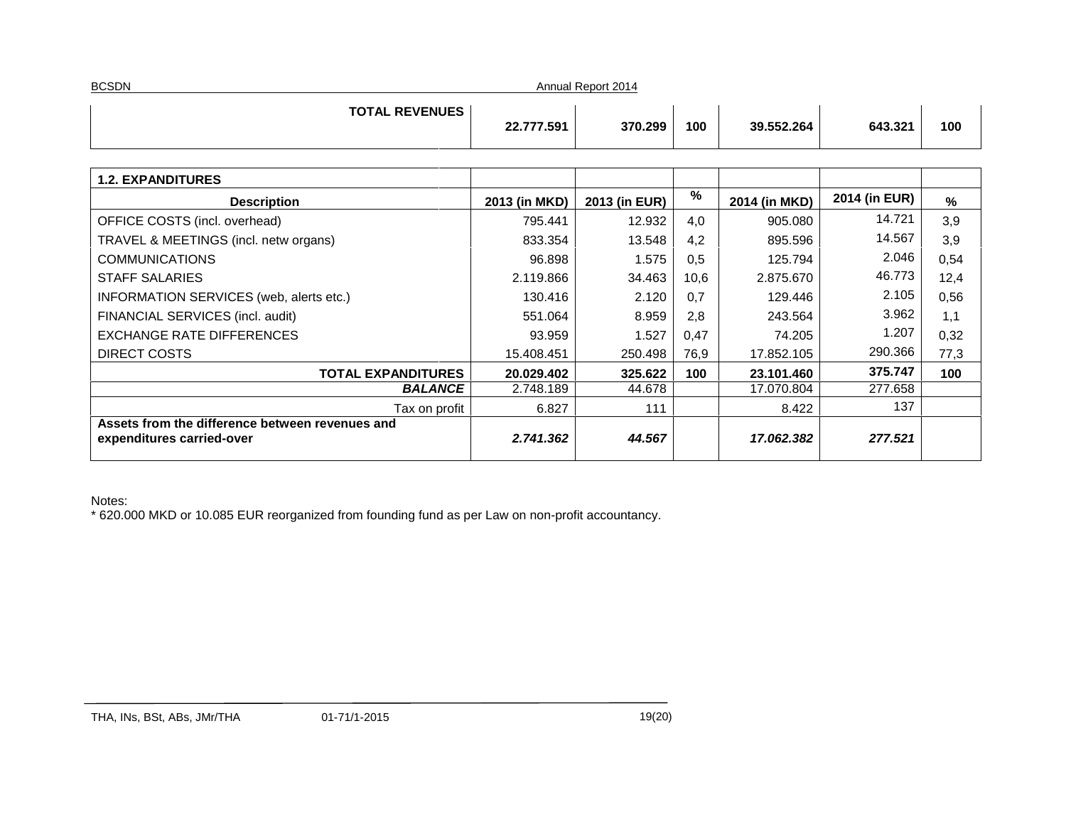| | 2013 (in MKD) | 2013 (in EUR) | % | 2014 (in MKD) | 2014 (in EUR) | % |
|---|---|---|---|---|---|---|
| **TOTAL REVENUES** | **22.777.591** | **370.299** | **100** | **39.552.264** | **643.321** | **100** |

| **1.2. EXPANDITURES** | | | | | | |
|---|---|---|---|---|---|---|
| **Description** | **2013 (in MKD)** | **2013 (in EUR)** | **%** | **2014 (in MKD)** | **2014 (in EUR)** | **%** |
| OFFICE COSTS (incl. overhead) | 795.441 | 12.932 | 4,0 | 905.080 | 14.721 | 3,9 |
| TRAVEL & MEETINGS (incl. netw organs) | 833.354 | 13.548 | 4,2 | 895.596 | 14.567 | 3,9 |
| COMMUNICATIONS | 96.898 | 1.575 | 0,5 | 125.794 | 2.046 | 0,54 |
| STAFF SALARIES | 2.119.866 | 34.463 | 10,6 | 2.875.670 | 46.773 | 12,4 |
| INFORMATION SERVICES (web, alerts etc.) | 130.416 | 2.120 | 0,7 | 129.446 | 2.105 | 0,56 |
| FINANCIAL SERVICES (incl. audit) | 551.064 | 8.959 | 2,8 | 243.564 | 3.962 | 1,1 |
| EXCHANGE RATE DIFFERENCES | 93.959 | 1.527 | 0,47 | 74.205 | 1.207 | 0,32 |
| DIRECT COSTS | 15.408.451 | 250.498 | 76,9 | 17.852.105 | 290.366 | 77,3 |
| **TOTAL EXPANDITURES** | **20.029.402** | **325.622** | **100** | **23.101.460** | **375.747** | **100** |
| ***BALANCE*** | 2.748.189 | 44.678 | | 17.070.804 | 277.658 | |
| Tax on profit | 6.827 | 111 | | 8.422 | 137 | |
| **Assets from the difference between revenues and expenditures carried-over** | ***2.741.362*** | ***44.567*** | | ***17.062.382*** | ***277.521*** | |

Notes:
* 620.000 MKD or 10.085 EUR reorganized from founding fund as per Law on non-profit accountancy.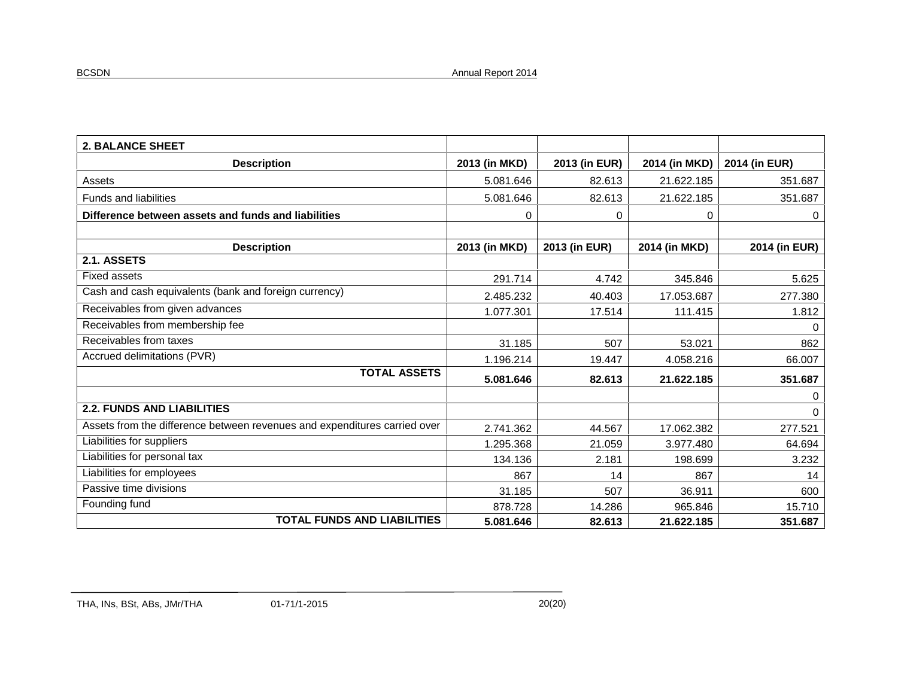| 2. BALANCE SHEET | | | | |
|---|---|---|---|---|
| **Description** | **2013 (in MKD)** | **2013 (in EUR)** | **2014 (in MKD)** | **2014 (in EUR)** |
| Assets | 5.081.646 | 82.613 | 21.622.185 | 351.687 |
| Funds and liabilities | 5.081.646 | 82.613 | 21.622.185 | 351.687 |
| **Difference between assets and funds and liabilities** | 0 | 0 | 0 | 0 |
| | | | | |
| **Description** | **2013 (in MKD)** | **2013 (in EUR)** | **2014 (in MKD)** | **2014 (in EUR)** |
| **2.1. ASSETS** | | | | |
| Fixed assets | 291.714 | 4.742 | 345.846 | 5.625 |
| Cash and cash equivalents (bank and foreign currency) | 2.485.232 | 40.403 | 17.053.687 | 277.380 |
| Receivables from given advances | 1.077.301 | 17.514 | 111.415 | 1.812 |
| Receivables from membership fee | | | | 0 |
| Receivables from taxes | 31.185 | 507 | 53.021 | 862 |
| Accrued delimitations (PVR) | 1.196.214 | 19.447 | 4.058.216 | 66.007 |
| **TOTAL ASSETS** | **5.081.646** | **82.613** | **21.622.185** | **351.687** |
| | | | | 0 |
| **2.2. FUNDS AND LIABILITIES** | | | | 0 |
| Assets from the difference between revenues and expenditures carried over | 2.741.362 | 44.567 | 17.062.382 | 277.521 |
| Liabilities for suppliers | 1.295.368 | 21.059 | 3.977.480 | 64.694 |
| Liabilities for personal tax | 134.136 | 2.181 | 198.699 | 3.232 |
| Liabilities for employees | 867 | 14 | 867 | 14 |
| Passive time divisions | 31.185 | 507 | 36.911 | 600 |
| Founding fund | 878.728 | 14.286 | 965.846 | 15.710 |
| **TOTAL FUNDS AND LIABILITIES** | **5.081.646** | **82.613** | **21.622.185** | **351.687** |